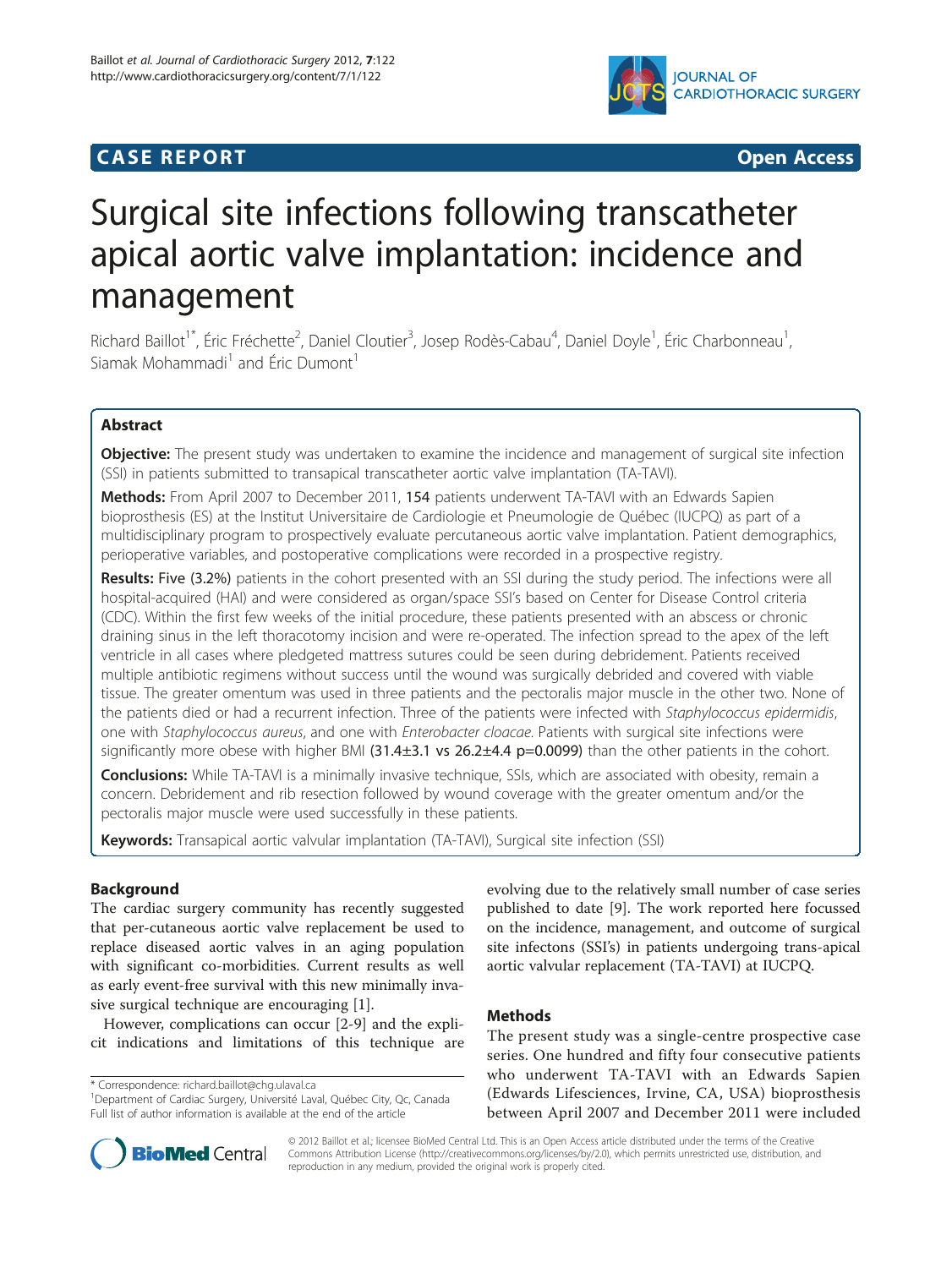CASE REPORT  Open Access

# Surgical site infections following transcatheter apical aortic valve implantation: incidence and management

Richard Baillot[1*], Éric Fréchette[2], Daniel Cloutier[3], Josep Rodès-Cabau[4], Daniel Doyle[1], Éric Charbonneau[1], Siamak Mohammadi[1] and Éric Dumont[1]

## Abstract

**Objective:** The present study was undertaken to examine the incidence and management of surgical site infection (SSI) in patients submitted to transapical transcatheter aortic valve implantation (TA-TAVI).

**Methods:** From April 2007 to December 2011, 154 patients underwent TA-TAVI with an Edwards Sapien bioprosthesis (ES) at the Institut Universitaire de Cardiologie et Pneumologie de Québec (IUCPQ) as part of a multidisciplinary program to prospectively evaluate percutaneous aortic valve implantation. Patient demographics, perioperative variables, and postoperative complications were recorded in a prospective registry.

**Results:** Five (3.2%) patients in the cohort presented with an SSI during the study period. The infections were all hospital-acquired (HAI) and were considered as organ/space SSI's based on Center for Disease Control criteria (CDC). Within the first few weeks of the initial procedure, these patients presented with an abscess or chronic draining sinus in the left thoracotomy incision and were re-operated. The infection spread to the apex of the left ventricle in all cases where pledgeted mattress sutures could be seen during debridement. Patients received multiple antibiotic regimens without success until the wound was surgically debrided and covered with viable tissue. The greater omentum was used in three patients and the pectoralis major muscle in the other two. None of the patients died or had a recurrent infection. Three of the patients were infected with *Staphylococcus epidermidis*, one with *Staphylococcus aureus*, and one with *Enterobacter cloacae*. Patients with surgical site infections were significantly more obese with higher BMI (31.4±3.1 vs 26.2±4.4 p=0.0099) than the other patients in the cohort.

**Conclusions:** While TA-TAVI is a minimally invasive technique, SSIs, which are associated with obesity, remain a concern. Debridement and rib resection followed by wound coverage with the greater omentum and/or the pectoralis major muscle were used successfully in these patients.

**Keywords:** Transapical aortic valvular implantation (TA-TAVI), Surgical site infection (SSI)

## Background

The cardiac surgery community has recently suggested that per-cutaneous aortic valve replacement be used to replace diseased aortic valves in an aging population with significant co-morbidities. Current results as well as early event-free survival with this new minimally invasive surgical technique are encouraging [1].

However, complications can occur [2-9] and the explicit indications and limitations of this technique are evolving due to the relatively small number of case series published to date [9]. The work reported here focussed on the incidence, management, and outcome of surgical site infectons (SSI's) in patients undergoing trans-apical aortic valvular replacement (TA-TAVI) at IUCPQ.

## Methods

The present study was a single-centre prospective case series. One hundred and fifty four consecutive patients who underwent TA-TAVI with an Edwards Sapien (Edwards Lifesciences, Irvine, CA, USA) bioprosthesis between April 2007 and December 2011 were included

\* Correspondence: richard.baillot@chg.ulaval.ca
[1]Department of Cardiac Surgery, Université Laval, Québec City, Qc, Canada
Full list of author information is available at the end of the article

© 2012 Baillot et al.; licensee BioMed Central Ltd. This is an Open Access article distributed under the terms of the Creative Commons Attribution License (http://creativecommons.org/licenses/by/2.0), which permits unrestricted use, distribution, and reproduction in any medium, provided the original work is properly cited.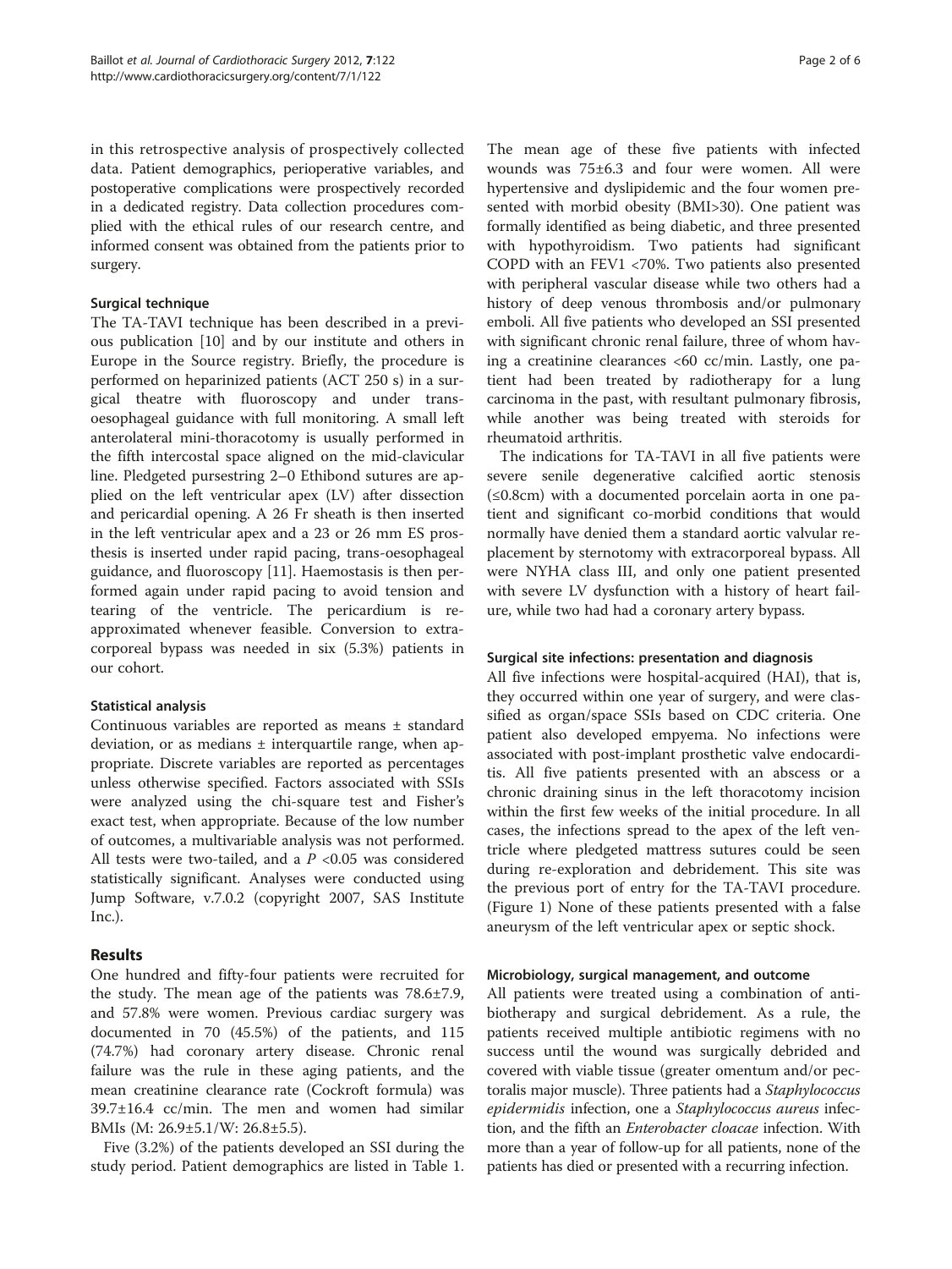in this retrospective analysis of prospectively collected data. Patient demographics, perioperative variables, and postoperative complications were prospectively recorded in a dedicated registry. Data collection procedures complied with the ethical rules of our research centre, and informed consent was obtained from the patients prior to surgery.

### Surgical technique

The TA-TAVI technique has been described in a previous publication [10] and by our institute and others in Europe in the Source registry. Briefly, the procedure is performed on heparinized patients (ACT 250 s) in a surgical theatre with fluoroscopy and under trans-oesophageal guidance with full monitoring. A small left anterolateral mini-thoracotomy is usually performed in the fifth intercostal space aligned on the mid-clavicular line. Pledgeted pursestring 2–0 Ethibond sutures are applied on the left ventricular apex (LV) after dissection and pericardial opening. A 26 Fr sheath is then inserted in the left ventricular apex and a 23 or 26 mm ES prosthesis is inserted under rapid pacing, trans-oesophageal guidance, and fluoroscopy [11]. Haemostasis is then performed again under rapid pacing to avoid tension and tearing of the ventricle. The pericardium is re-approximated whenever feasible. Conversion to extracorporeal bypass was needed in six (5.3%) patients in our cohort.

### Statistical analysis

Continuous variables are reported as means ± standard deviation, or as medians ± interquartile range, when appropriate. Discrete variables are reported as percentages unless otherwise specified. Factors associated with SSIs were analyzed using the chi-square test and Fisher's exact test, when appropriate. Because of the low number of outcomes, a multivariable analysis was not performed. All tests were two-tailed, and a $P < 0.05$ was considered statistically significant. Analyses were conducted using Jump Software, v.7.0.2 (copyright 2007, SAS Institute Inc.).

## Results

One hundred and fifty-four patients were recruited for the study. The mean age of the patients was 78.6±7.9, and 57.8% were women. Previous cardiac surgery was documented in 70 (45.5%) of the patients, and 115 (74.7%) had coronary artery disease. Chronic renal failure was the rule in these aging patients, and the mean creatinine clearance rate (Cockroft formula) was 39.7±16.4 cc/min. The men and women had similar BMIs (M: 26.9±5.1/W: 26.8±5.5).

Five (3.2%) of the patients developed an SSI during the study period. Patient demographics are listed in Table 1. The mean age of these five patients with infected wounds was 75±6.3 and four were women. All were hypertensive and dyslipidemic and the four women presented with morbid obesity (BMI>30). One patient was formally identified as being diabetic, and three presented with hypothyroidism. Two patients had significant COPD with an FEV1 <70%. Two patients also presented with peripheral vascular disease while two others had a history of deep venous thrombosis and/or pulmonary emboli. All five patients who developed an SSI presented with significant chronic renal failure, three of whom having a creatinine clearances <60 cc/min. Lastly, one patient had been treated by radiotherapy for a lung carcinoma in the past, with resultant pulmonary fibrosis, while another was being treated with steroids for rheumatoid arthritis.

The indications for TA-TAVI in all five patients were severe senile degenerative calcified aortic stenosis (≤0.8cm) with a documented porcelain aorta in one patient and significant co-morbid conditions that would normally have denied them a standard aortic valvular replacement by sternotomy with extracorporeal bypass. All were NYHA class III, and only one patient presented with severe LV dysfunction with a history of heart failure, while two had had a coronary artery bypass.

### Surgical site infections: presentation and diagnosis

All five infections were hospital-acquired (HAI), that is, they occurred within one year of surgery, and were classified as organ/space SSIs based on CDC criteria. One patient also developed empyema. No infections were associated with post-implant prosthetic valve endocarditis. All five patients presented with an abscess or a chronic draining sinus in the left thoracotomy incision within the first few weeks of the initial procedure. In all cases, the infections spread to the apex of the left ventricle where pledgeted mattress sutures could be seen during re-exploration and debridement. This site was the previous port of entry for the TA-TAVI procedure. (Figure 1) None of these patients presented with a false aneurysm of the left ventricular apex or septic shock.

### Microbiology, surgical management, and outcome

All patients were treated using a combination of antibiotherapy and surgical debridement. As a rule, the patients received multiple antibiotic regimens with no success until the wound was surgically debrided and covered with viable tissue (greater omentum and/or pectoralis major muscle). Three patients had a *Staphylococcus epidermidis* infection, one a *Staphylococcus aureus* infection, and the fifth an *Enterobacter cloacae* infection. With more than a year of follow-up for all patients, none of the patients has died or presented with a recurring infection.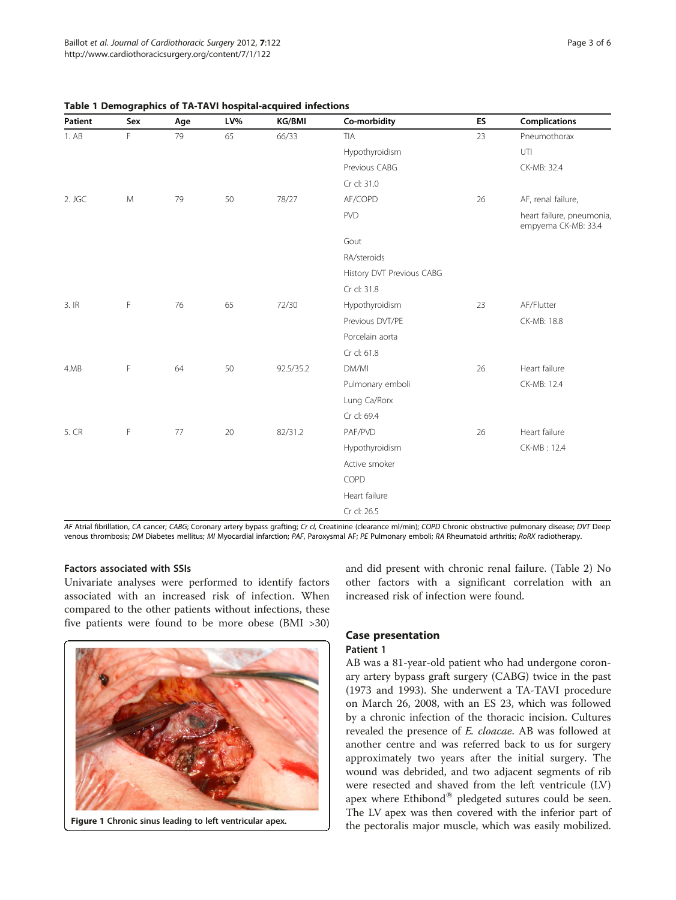**Table 1 Demographics of TA-TAVI hospital-acquired infections**

| Patient | Sex | Age | LV% | KG/BMI | Co-morbidity | ES | Complications |
|---|---|---|---|---|---|---|---|
| 1. AB | F | 79 | 65 | 66/33 | TIA | 23 | Pneumothorax |
| | | | | | Hypothyroidism | | UTI |
| | | | | | Previous CABG | | CK-MB: 32.4 |
| | | | | | Cr cl: 31.0 | | |
| 2. JGC | M | 79 | 50 | 78/27 | AF/COPD | 26 | AF, renal failure, |
| | | | | | PVD | | heart failure, pneumonia, empyema CK-MB: 33.4 |
| | | | | | Gout | | |
| | | | | | RA/steroids | | |
| | | | | | History DVT Previous CABG | | |
| | | | | | Cr cl: 31.8 | | |
| 3. IR | F | 76 | 65 | 72/30 | Hypothyroidism | 23 | AF/Flutter |
| | | | | | Previous DVT/PE | | CK-MB: 18.8 |
| | | | | | Porcelain aorta | | |
| | | | | | Cr cl: 61.8 | | |
| 4.MB | F | 64 | 50 | 92.5/35.2 | DM/MI | 26 | Heart failure |
| | | | | | Pulmonary emboli | | CK-MB: 12.4 |
| | | | | | Lung Ca/Rorx | | |
| | | | | | Cr cl: 69.4 | | |
| 5. CR | F | 77 | 20 | 82/31.2 | PAF/PVD | 26 | Heart failure |
| | | | | | Hypothyroidism | | CK-MB : 12.4 |
| | | | | | Active smoker | | |
| | | | | | COPD | | |
| | | | | | Heart failure | | |
| | | | | | Cr cl: 26.5 | | |

*AF* Atrial fibrillation, *CA* cancer; *CABG*; Coronary artery bypass grafting; *Cr cl*, Creatinine (clearance ml/min); *COPD* Chronic obstructive pulmonary disease; *DVT* Deep venous thrombosis; *DM* Diabetes mellitus; *MI* Myocardial infarction; *PAF*, Paroxysmal AF; *PE* Pulmonary emboli; *RA* Rheumatoid arthritis; *RoRX* radiotherapy.

### Factors associated with SSIs

Univariate analyses were performed to identify factors associated with an increased risk of infection. When compared to the other patients without infections, these five patients were found to be more obese (BMI >30) and did present with chronic renal failure. (Table 2) No other factors with a significant correlation with an increased risk of infection were found.

**Figure 1** Chronic sinus leading to left ventricular apex.

## Case presentation

### Patient 1

AB was a 81-year-old patient who had undergone coronary artery bypass graft surgery (CABG) twice in the past (1973 and 1993). She underwent a TA-TAVI procedure on March 26, 2008, with an ES 23, which was followed by a chronic infection of the thoracic incision. Cultures revealed the presence of *E. cloacae*. AB was followed at another centre and was referred back to us for surgery approximately two years after the initial surgery. The wound was debrided, and two adjacent segments of rib were resected and shaved from the left ventricule (LV) apex where Ethibond® pledgeted sutures could be seen. The LV apex was then covered with the inferior part of the pectoralis major muscle, which was easily mobilized.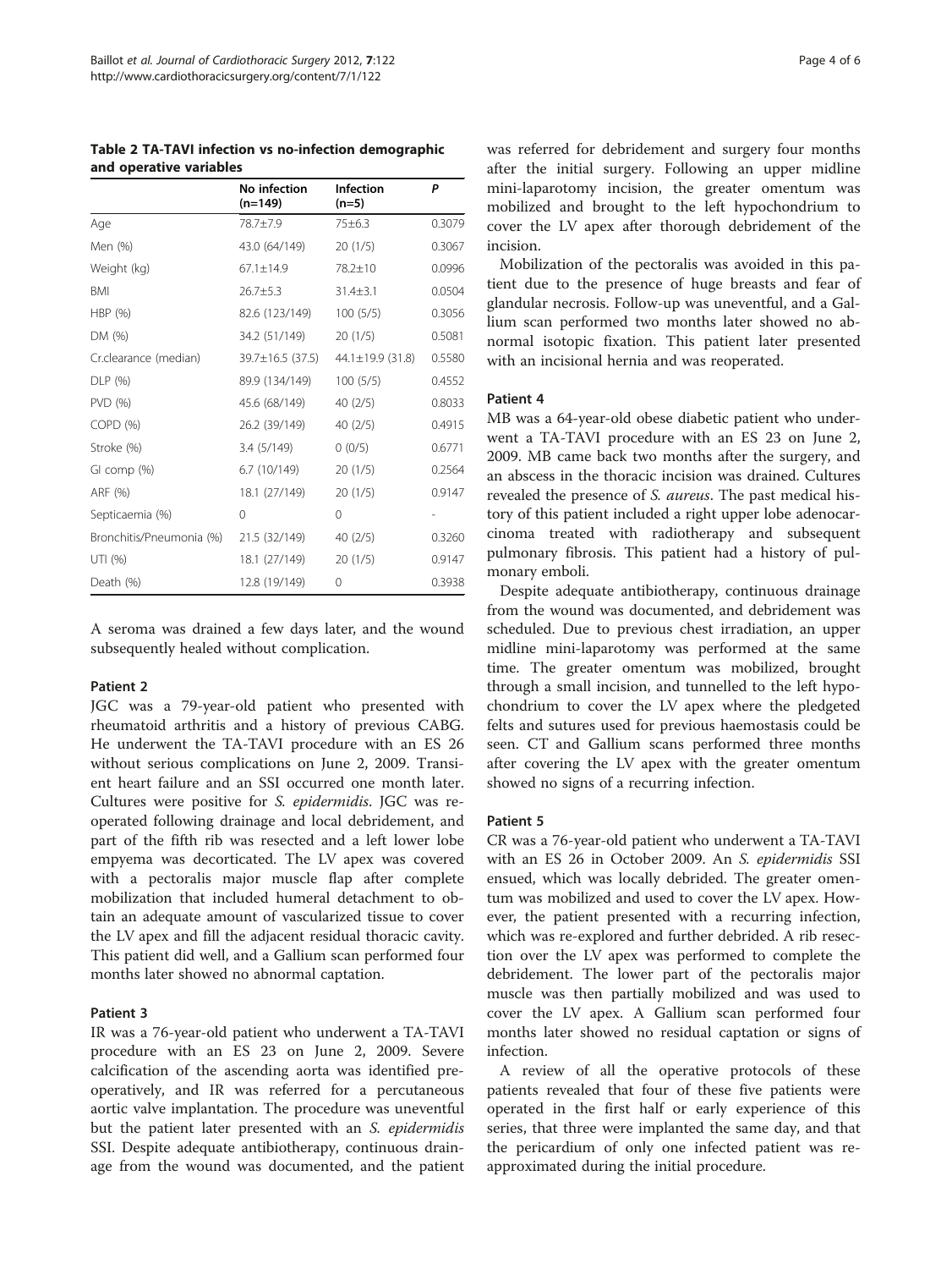**Table 2 TA-TAVI infection vs no-infection demographic and operative variables**

| | No infection (n=149) | Infection (n=5) | P |
|---|---|---|---|
| Age | 78.7±7.9 | 75±6.3 | 0.3079 |
| Men (%) | 43.0 (64/149) | 20 (1/5) | 0.3067 |
| Weight (kg) | 67.1±14.9 | 78.2±10 | 0.0996 |
| BMI | 26.7±5.3 | 31.4±3.1 | 0.0504 |
| HBP (%) | 82.6 (123/149) | 100 (5/5) | 0.3056 |
| DM (%) | 34.2 (51/149) | 20 (1/5) | 0.5081 |
| Cr.clearance (median) | 39.7±16.5 (37.5) | 44.1±19.9 (31.8) | 0.5580 |
| DLP (%) | 89.9 (134/149) | 100 (5/5) | 0.4552 |
| PVD (%) | 45.6 (68/149) | 40 (2/5) | 0.8033 |
| COPD (%) | 26.2 (39/149) | 40 (2/5) | 0.4915 |
| Stroke (%) | 3.4 (5/149) | 0 (0/5) | 0.6771 |
| GI comp (%) | 6.7 (10/149) | 20 (1/5) | 0.2564 |
| ARF (%) | 18.1 (27/149) | 20 (1/5) | 0.9147 |
| Septicaemia (%) | 0 | 0 | - |
| Bronchitis/Pneumonia (%) | 21.5 (32/149) | 40 (2/5) | 0.3260 |
| UTI (%) | 18.1 (27/149) | 20 (1/5) | 0.9147 |
| Death (%) | 12.8 (19/149) | 0 | 0.3938 |

A seroma was drained a few days later, and the wound subsequently healed without complication.

#### Patient 2

JGC was a 79-year-old patient who presented with rheumatoid arthritis and a history of previous CABG. He underwent the TA-TAVI procedure with an ES 26 without serious complications on June 2, 2009. Transient heart failure and an SSI occurred one month later. Cultures were positive for *S. epidermidis*. JGC was reoperated following drainage and local debridement, and part of the fifth rib was resected and a left lower lobe empyema was decorticated. The LV apex was covered with a pectoralis major muscle flap after complete mobilization that included humeral detachment to obtain an adequate amount of vascularized tissue to cover the LV apex and fill the adjacent residual thoracic cavity. This patient did well, and a Gallium scan performed four months later showed no abnormal captation.

#### Patient 3

IR was a 76-year-old patient who underwent a TA-TAVI procedure with an ES 23 on June 2, 2009. Severe calcification of the ascending aorta was identified preoperatively, and IR was referred for a percutaneous aortic valve implantation. The procedure was uneventful but the patient later presented with an *S. epidermidis* SSI. Despite adequate antibiotherapy, continuous drainage from the wound was documented, and the patient was referred for debridement and surgery four months after the initial surgery. Following an upper midline mini-laparotomy incision, the greater omentum was mobilized and brought to the left hypochondrium to cover the LV apex after thorough debridement of the incision.

Mobilization of the pectoralis was avoided in this patient due to the presence of huge breasts and fear of glandular necrosis. Follow-up was uneventful, and a Gallium scan performed two months later showed no abnormal isotopic fixation. This patient later presented with an incisional hernia and was reoperated.

#### Patient 4

MB was a 64-year-old obese diabetic patient who underwent a TA-TAVI procedure with an ES 23 on June 2, 2009. MB came back two months after the surgery, and an abscess in the thoracic incision was drained. Cultures revealed the presence of *S. aureus*. The past medical history of this patient included a right upper lobe adenocarcinoma treated with radiotherapy and subsequent pulmonary fibrosis. This patient had a history of pulmonary emboli.

Despite adequate antibiotherapy, continuous drainage from the wound was documented, and debridement was scheduled. Due to previous chest irradiation, an upper midline mini-laparotomy was performed at the same time. The greater omentum was mobilized, brought through a small incision, and tunnelled to the left hypochondrium to cover the LV apex where the pledgeted felts and sutures used for previous haemostasis could be seen. CT and Gallium scans performed three months after covering the LV apex with the greater omentum showed no signs of a recurring infection.

#### Patient 5

CR was a 76-year-old patient who underwent a TA-TAVI with an ES 26 in October 2009. An *S. epidermidis* SSI ensued, which was locally debrided. The greater omentum was mobilized and used to cover the LV apex. However, the patient presented with a recurring infection, which was re-explored and further debrided. A rib resection over the LV apex was performed to complete the debridement. The lower part of the pectoralis major muscle was then partially mobilized and was used to cover the LV apex. A Gallium scan performed four months later showed no residual captation or signs of infection.

A review of all the operative protocols of these patients revealed that four of these five patients were operated in the first half or early experience of this series, that three were implanted the same day, and that the pericardium of only one infected patient was reapproximated during the initial procedure.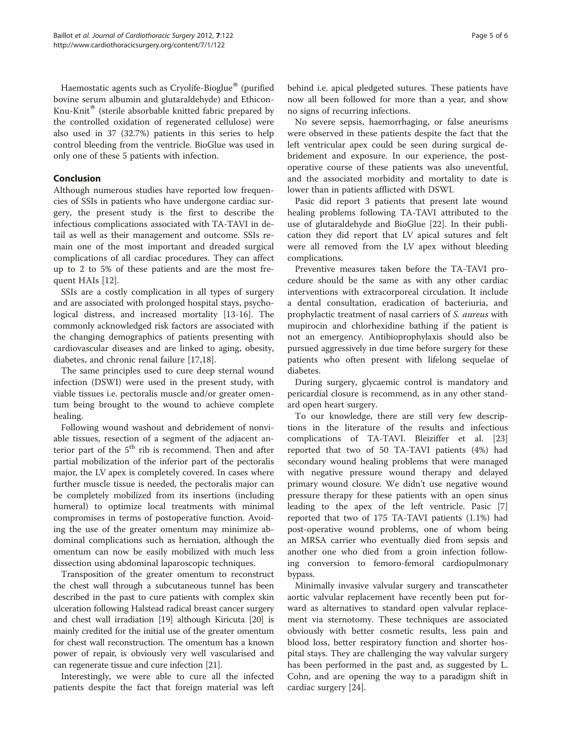Haemostatic agents such as Cryolife-Bioglue® (purified bovine serum albumin and glutaraldehyde) and Ethicon-Knu-Knit® (sterile absorbable knitted fabric prepared by the controlled oxidation of regenerated cellulose) were also used in 37 (32.7%) patients in this series to help control bleeding from the ventricle. BioGlue was used in only one of these 5 patients with infection.

## Conclusion

Although numerous studies have reported low frequencies of SSIs in patients who have undergone cardiac surgery, the present study is the first to describe the infectious complications associated with TA-TAVI in detail as well as their management and outcome. SSIs remain one of the most important and dreaded surgical complications of all cardiac procedures. They can affect up to 2 to 5% of these patients and are the most frequent HAIs [12].

SSIs are a costly complication in all types of surgery and are associated with prolonged hospital stays, psychological distress, and increased mortality [13-16]. The commonly acknowledged risk factors are associated with the changing demographics of patients presenting with cardiovascular diseases and are linked to aging, obesity, diabetes, and chronic renal failure [17,18].

The same principles used to cure deep sternal wound infection (DSWI) were used in the present study, with viable tissues i.e. pectoralis muscle and/or greater omentum being brought to the wound to achieve complete healing.

Following wound washout and debridement of nonviable tissues, resection of a segment of the adjacent anterior part of the 5[th] rib is recommend. Then and after partial mobilization of the inferior part of the pectoralis major, the LV apex is completely covered. In cases where further muscle tissue is needed, the pectoralis major can be completely mobilized from its insertions (including humeral) to optimize local treatments with minimal compromises in terms of postoperative function. Avoiding the use of the greater omentum may minimize abdominal complications such as herniation, although the omentum can now be easily mobilized with much less dissection using abdominal laparoscopic techniques.

Transposition of the greater omentum to reconstruct the chest wall through a subcutaneous tunnel has been described in the past to cure patients with complex skin ulceration following Halstead radical breast cancer surgery and chest wall irradiation [19] although Kiricuta [20] is mainly credited for the initial use of the greater omentum for chest wall reconstruction. The omentum has a known power of repair, is obviously very well vascularised and can regenerate tissue and cure infection [21].

Interestingly, we were able to cure all the infected patients despite the fact that foreign material was left behind i.e. apical pledgeted sutures. These patients have now all been followed for more than a year, and show no signs of recurring infections.

No severe sepsis, haemorrhaging, or false aneurisms were observed in these patients despite the fact that the left ventricular apex could be seen during surgical debridement and exposure. In our experience, the postoperative course of these patients was also uneventful, and the associated morbidity and mortality to date is lower than in patients afflicted with DSWI.

Pasic did report 3 patients that present late wound healing problems following TA-TAVI attributed to the use of glutaraldehyde and BioGlue [22]. In their publication they did report that LV apical sutures and felt were all removed from the LV apex without bleeding complications.

Preventive measures taken before the TA-TAVI procedure should be the same as with any other cardiac interventions with extracorporeal circulation. It include a dental consultation, eradication of bacteriuria, and prophylactic treatment of nasal carriers of *S. aureus* with mupirocin and chlorhexidine bathing if the patient is not an emergency. Antibioprophylaxis should also be pursued aggressively in due time before surgery for these patients who often present with lifelong sequelae of diabetes.

During surgery, glycaemic control is mandatory and pericardial closure is recommend, as in any other standard open heart surgery.

To our knowledge, there are still very few descriptions in the literature of the results and infectious complications of TA-TAVI. Bleiziffer et al. [23] reported that two of 50 TA-TAVI patients (4%) had secondary wound healing problems that were managed with negative pressure wound therapy and delayed primary wound closure. We didn't use negative wound pressure therapy for these patients with an open sinus leading to the apex of the left ventricle. Pasic [7] reported that two of 175 TA-TAVI patients (1.1%) had post-operative wound problems, one of whom being an MRSA carrier who eventually died from sepsis and another one who died from a groin infection following conversion to femoro-femoral cardiopulmonary bypass.

Minimally invasive valvular surgery and transcatheter aortic valvular replacement have recently been put forward as alternatives to standard open valvular replacement via sternotomy. These techniques are associated obviously with better cosmetic results, less pain and blood loss, better respiratory function and shorter hospital stays. They are challenging the way valvular surgery has been performed in the past and, as suggested by L. Cohn, and are opening the way to a paradigm shift in cardiac surgery [24].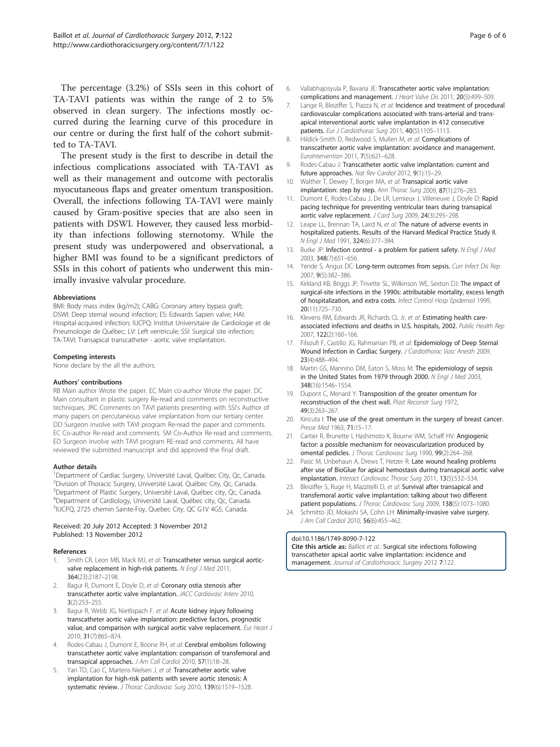The percentage (3.2%) of SSIs seen in this cohort of TA-TAVI patients was within the range of 2 to 5% observed in clean surgery. The infections mostly occurred during the learning curve of this procedure in our centre or during the first half of the cohort submitted to TA-TAVI.

The present study is the first to describe in detail the infectious complications associated with TA-TAVI as well as their management and outcome with pectoralis myocutaneous flaps and greater omentum transposition. Overall, the infections following TA-TAVI were mainly caused by Gram-positive species that are also seen in patients with DSWI. However, they caused less morbidity than infections following sternotomy. While the present study was underpowered and observational, a higher BMI was found to be a significant predictors of SSIs in this cohort of patients who underwent this minimally invasive valvular procedure.

#### Abbreviations

BMI: Body mass index (kg/m2); CABG: Coronary artery bypass graft; DSWI: Deep sternal wound infection; ES: Edwards Sapien valve; HAI: Hospital-acquired infection; IUCPQ: Institut Universitaire de Cardiologie et de Pneumologie de Québec; LV: Left ventricule; SSI: Surgical site infection; TA-TAVI: Transapical transcatheter - aortic valve implantation.

#### Competing interests

None declare by the all the authors.

#### Authors' contributions

RB Main author Wrote the paper. EC Main co-author Wrote the paper. DC Main consultant in plastic surgery Re-read and comments on reconstructive techniques. JRC Comments on TAVI patients presenting with SSI's Author of many papers on percutaneous valve implantation from our tertiary center. DD Surgeon involve with TAVI program Re-read the paper and comments. EC Co-author Re-read and comments. SM Co-Author Re-read and comments. ED Surgeon involve with TAVI program RE-read and comments. All have reviewed the submitted manuscript and did approved the final draft.

#### Author details

[1]Department of Cardiac Surgery, Université Laval, Québec City, Qc, Canada. [2]Division of Thoracic Surgery, Université Laval, Québec City, Qc, Canada. [3]Department of Plastic Surgery, Université Laval, Québec city, Qc, Canada. [4]Department of Cardiology, Université Laval, Québec city, Qc, Canada. [5]IUCPQ, 2725 chemin Sainte-Foy, Quebec City, QC G1V 4G5, Canada.

Received: 20 July 2012 Accepted: 3 November 2012
Published: 13 November 2012

#### References

1. Smith CR, Leon MB, Mack MJ, *et al*: **Transcatheter versus surgical aortic-valve replacement in high-risk patients.** *N Engl J Med* 2011, **364**(23):2187–2198.
2. Bagur R, Dumont E, Doyle D, *et al*: **Coronary ostia stenosis after transcatheter aortic valve implantation.** *JACC Cardiovasc Interv* 2010, **3**(2):253–255.
3. Bagur R, Webb JG, Nietlispach F, *et al*: **Acute kidney injury following transcatheter aortic valve implantation: predictive factors, prognostic value, and comparison with surgical aortic valve replacement.** *Eur Heart J* 2010, **31**(7):865–874.
4. Rodes-Cabau J, Dumont E, Boone RH, *et al*: **Cerebral embolism following transcatheter aortic valve implantation: comparison of transfemoral and transapical approaches.** *J Am Coll Cardiol* 2010, **57**(1):18–28.
5. Yan TD, Cao C, Martens-Nielsen J, *et al*: **Transcatheter aortic valve implantation for high-risk patients with severe aortic stenosis: A systematic review.** *J Thorac Cardiovasc Surg* 2010, **139**(6):1519–1528.
6. Vallabhajosyula P, Bavaria JE: **Transcatheter aortic valve implantation: complications and management.** *J Heart Valve Dis* 2011, **20**(5):499–509.
7. Lange R, Bleiziffer S, Piazza N, *et al*: **Incidence and treatment of procedural cardiovascular complications associated with trans-arterial and trans-apical interventional aortic valve implantation in 412 consecutive patients.** *Eur J Cardiothorac Surg* 2011, **40**(5):1105–1113.
8. Hildick-Smith D, Redwood S, Mullen M, *et al*: **Complications of transcatheter aortic valve implantation: avoidance and management.** *EuroIntervention* 2011, **7**(5):621–628.
9. Rodes-Cabau J: **Transcatheter aortic valve implantation: current and future approaches.** *Nat Rev Cardiol* 2012, **9**(1):15–29.
10. Walther T, Dewey T, Borger MA, *et al*: **Transapical aortic valve implantation: step by step.** *Ann Thorac Surg* 2009, **87**(1):276–283.
11. Dumont E, Rodes-Cabau J, De LR, Lemieux J, Villeneuve J, Doyle D: **Rapid pacing technique for preventing ventricular tears during transapical aortic valve replacement.** *J Card Surg* 2009, **24**(3):295–298.
12. Leape LL, Brennan TA, Laird N, *et al*: **The nature of adverse events in hospitalized patients. Results of the Harvard Medical Practice Study II.** *N Engl J Med* 1991, **324**(6):377–384.
13. Burke JP: **Infection control - a problem for patient safety.** *N Engl J Med* 2003, **348**(7):651–656.
14. Yende S, Angus DC: **Long-term outcomes from sepsis.** *Curr Infect Dis Rep* 2007, **9**(5):382–386.
15. Kirkland KB, Briggs JP, Trivette SL, Wilkinson WE, Sexton DJ: **The impact of surgical-site infections in the 1990s: attributable mortality, excess length of hospitalization, and extra costs.** *Infect Control Hosp Epidemiol* 1999, **20**(11):725–730.
16. Klevens RM, Edwards JR, Richards CL Jr, *et al*: **Estimating health care-associated infections and deaths in U.S. hospitals, 2002.** *Public Health Rep* 2007, **122**(2):160–166.
17. Filsoufi F, Castillo JG, Rahmanian PB, *et al*: **Epidemiology of Deep Sternal Wound Infection in Cardiac Surgery.** *J Cardiothorac Vasc Anesth* 2009, **23**(4):488–494.
18. Martin GS, Mannino DM, Eaton S, Moss M: **The epidemiology of sepsis in the United States from 1979 through 2000.** *N Engl J Med* 2003, **348**(16):1546–1554.
19. Dupont C, Menard Y: **Transposition of the greater omentum for reconstruction of the chest wall.** *Plast Reconstr Surg* 1972, **49**(3):263–267.
20. Kiricuta I: **The use of the great omentum in the surgery of breast cancer.** *Presse Med* 1963, **71**:15–17.
21. Cartier R, Brunette I, Hashimoto K, Bourne WM, Schaff HV: **Angiogenic factor: a possible mechanism for neovascularization produced by omental pedicles.** *J Thorac Cardiovasc Surg* 1990, **99**(2):264–268.
22. Pasic M, Unbehaun A, Drews T, Hetzer R: **Late wound healing problems after use of BioGlue for apical hemostasis during transapical aortic valve implantation.** *Interact Cardiovasc Thorac Surg* 2011, **13**(5):532–534.
23. Bleiziffer S, Ruge H, Mazzitelli D, *et al*: **Survival after transapical and transfemoral aortic valve implantation: talking about two different patient populations.** *J Thorac Cardiovasc Surg* 2009, **138**(5):1073–1080.
24. Schmitto JD, Mokashi SA, Cohn LH: **Minimally-invasive valve surgery.** *J Am Coll Cardiol* 2010, **56**(6):455–462.

doi:10.1186/1749-8090-7-122
**Cite this article as:** Baillot *et al.*: Surgical site infections following transcatheter apical aortic valve implantation: incidence and management. *Journal of Cardiothoracic Surgery* 2012 **7**:122.